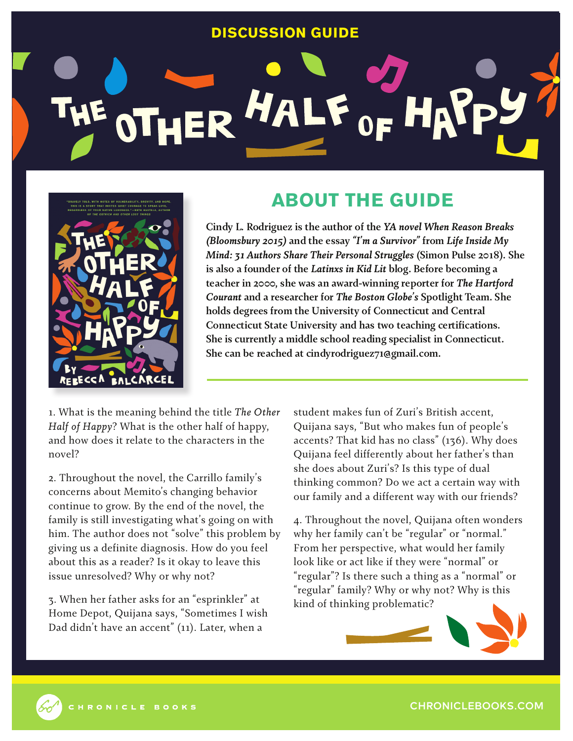# DISCUSSION GUIDE

# THE OTHER HALF OF HAPPY

## ABOUT THE GUIDE

**Cindy L. Rodriguez is the author of the *YA novel When Reason Breaks (Bloomsbury 2015)* and the essay *"I'm a Survivor"* from *Life Inside My Mind: 31 Authors Share Their Personal Struggles* (Simon Pulse 2018). She is also a founder of the *Latinxs in Kid Lit* blog. Before becoming a teacher in 2000, she was an award-winning reporter for *The Hartford Courant* and a researcher for *The Boston Globe's* Spotlight Team. She holds degrees from the University of Connecticut and Central Connecticut State University and has two teaching certifications. She is currently a middle school reading specialist in Connecticut. She can be reached at cindyrodriguez71@gmail.com.**

1. What is the meaning behind the title *The Other Half of Happy*? What is the other half of happy, and how does it relate to the characters in the novel?

2. Throughout the novel, the Carrillo family's concerns about Memito's changing behavior continue to grow. By the end of the novel, the family is still investigating what's going on with him. The author does not "solve" this problem by giving us a definite diagnosis. How do you feel about this as a reader? Is it okay to leave this issue unresolved? Why or why not?

3. When her father asks for an "esprinkler" at Home Depot, Quijana says, "Sometimes I wish Dad didn't have an accent" (11). Later, when a student makes fun of Zuri's British accent, Quijana says, "But who makes fun of people's accents? That kid has no class" (136). Why does Quijana feel differently about her father's than she does about Zuri's? Is this type of dual thinking common? Do we act a certain way with our family and a different way with our friends?

4. Throughout the novel, Quijana often wonders why her family can't be "regular" or "normal." From her perspective, what would her family look like or act like if they were "normal" or "regular"? Is there such a thing as a "normal" or "regular" family? Why or why not? Why is this kind of thinking problematic?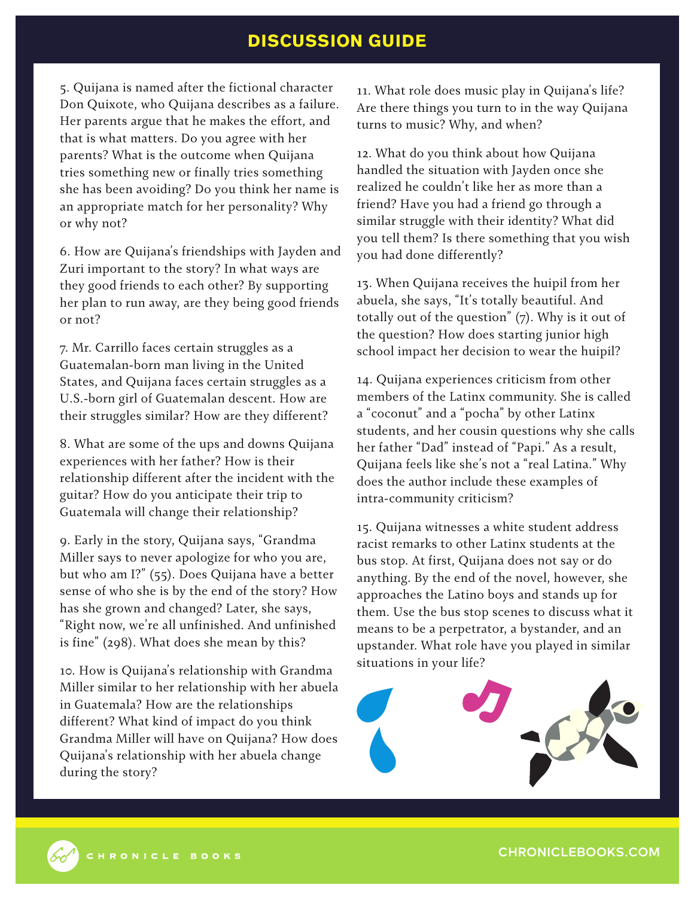## DISCUSSION GUIDE

5. Quijana is named after the fictional character Don Quixote, who Quijana describes as a failure. Her parents argue that he makes the effort, and that is what matters. Do you agree with her parents? What is the outcome when Quijana tries something new or finally tries something she has been avoiding? Do you think her name is an appropriate match for her personality? Why or why not?

6. How are Quijana's friendships with Jayden and Zuri important to the story? In what ways are they good friends to each other? By supporting her plan to run away, are they being good friends or not?

7. Mr. Carrillo faces certain struggles as a Guatemalan-born man living in the United States, and Quijana faces certain struggles as a U.S.-born girl of Guatemalan descent. How are their struggles similar? How are they different?

8. What are some of the ups and downs Quijana experiences with her father? How is their relationship different after the incident with the guitar? How do you anticipate their trip to Guatemala will change their relationship?

9. Early in the story, Quijana says, "Grandma Miller says to never apologize for who you are, but who am I?" (55). Does Quijana have a better sense of who she is by the end of the story? How has she grown and changed? Later, she says, "Right now, we're all unfinished. And unfinished is fine" (298). What does she mean by this?

10. How is Quijana's relationship with Grandma Miller similar to her relationship with her abuela in Guatemala? How are the relationships different? What kind of impact do you think Grandma Miller will have on Quijana? How does Quijana's relationship with her abuela change during the story?

11. What role does music play in Quijana's life? Are there things you turn to in the way Quijana turns to music? Why, and when?

12. What do you think about how Quijana handled the situation with Jayden once she realized he couldn't like her as more than a friend? Have you had a friend go through a similar struggle with their identity? What did you tell them? Is there something that you wish you had done differently?

13. When Quijana receives the huipil from her abuela, she says, "It's totally beautiful. And totally out of the question" (7). Why is it out of the question? How does starting junior high school impact her decision to wear the huipil?

14. Quijana experiences criticism from other members of the Latinx community. She is called a "coconut" and a "pocha" by other Latinx students, and her cousin questions why she calls her father "Dad" instead of "Papi." As a result, Quijana feels like she's not a "real Latina." Why does the author include these examples of intra-community criticism?

15. Quijana witnesses a white student address racist remarks to other Latinx students at the bus stop. At first, Quijana does not say or do anything. By the end of the novel, however, she approaches the Latino boys and stands up for them. Use the bus stop scenes to discuss what it means to be a perpetrator, a bystander, and an upstander. What role have you played in similar situations in your life?

CHRONICLE BOOKS

CHRONICLEBOOKS.COM